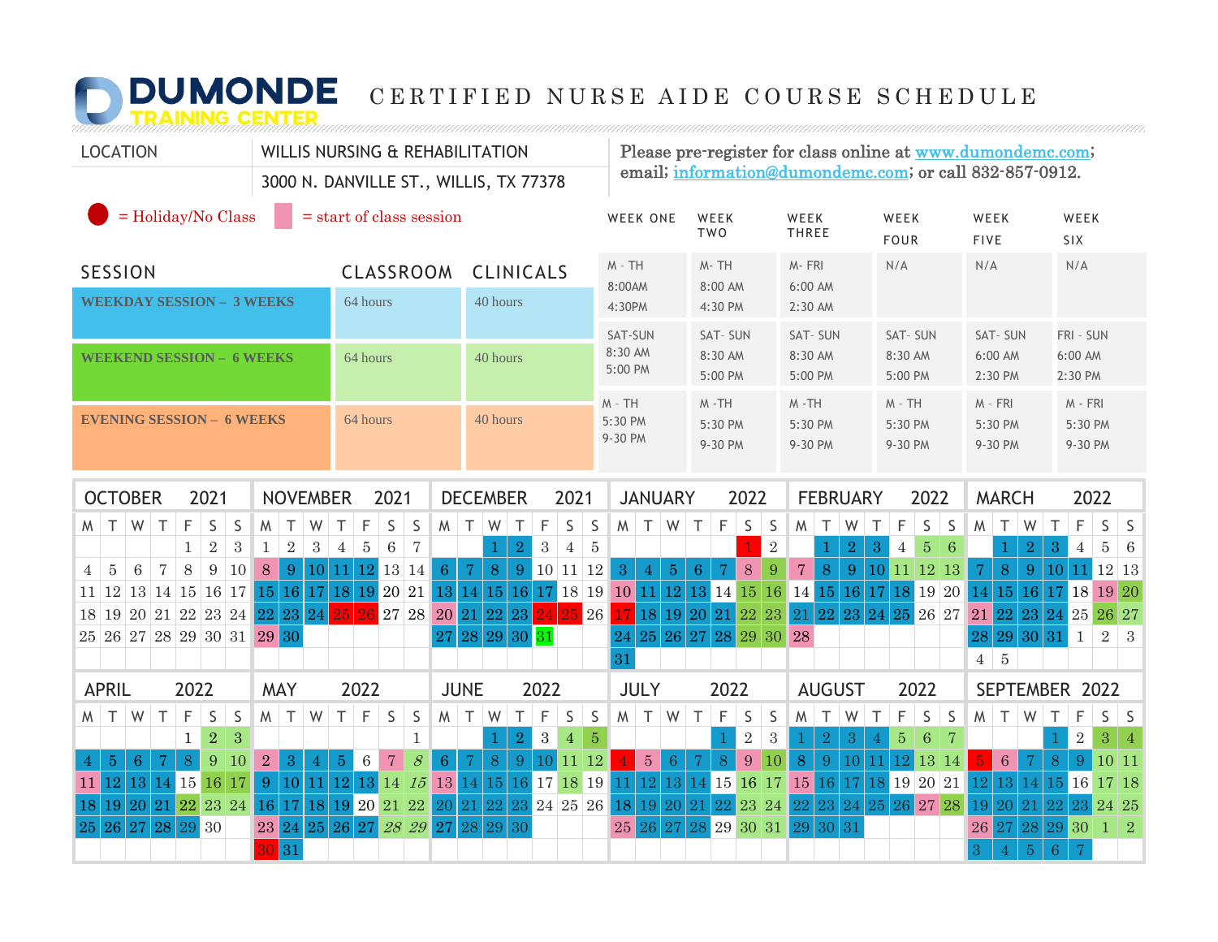# DUMONDE TRAINING CENTER

# CERTIFIED NURSE AIDE COURSE SCHEDULE

| LOCATION | WILLIS NURSING & REHABILITATION |
|---|---|
| | 3000 N. DANVILLE ST., WILLIS, TX 77378 |

Please pre-register for class online at www.dumondemc.com; email; information@dumondemc.com; or call 832-857-0912.

● = Holiday/No Class    ■ = start of class session

| SESSION | CLASSROOM | CLINICALS | WEEK ONE | WEEK TWO | WEEK THREE | WEEK FOUR | WEEK FIVE | WEEK SIX |
|---|---|---|---|---|---|---|---|---|
| WEEKDAY SESSION – 3 WEEKS | 64 hours | 40 hours | M - TH 8:00AM 4:30PM | M- TH 8:00 AM 4:30 PM | M- FRI 6:00 AM 2:30 AM | N/A | N/A | N/A |
| WEEKEND SESSION – 6 WEEKS | 64 hours | 40 hours | SAT-SUN 8:30 AM 5:00 PM | SAT- SUN 8:30 AM 5:00 PM | SAT- SUN 8:30 AM 5:00 PM | SAT- SUN 8:30 AM 5:00 PM | SAT- SUN 6:00 AM 2:30 PM | FRI - SUN 6:00 AM 2:30 PM |
| EVENING SESSION – 6 WEEKS | 64 hours | 40 hours | M - TH 5:30 PM 9-30 PM | M -TH 5:30 PM 9-30 PM | M -TH 5:30 PM 9-30 PM | M - TH 5:30 PM 9-30 PM | M - FRI 5:30 PM 9-30 PM | M - FRI 5:30 PM 9-30 PM |

## OCTOBER 2021

| M | T | W | T | F | S | S |
|---|---|---|---|---|---|---|
| | | | | 1 | 2 | 3 |
| 4 | 5 | 6 | 7 | 8 | 9 | 10 |
| 11 | 12 | 13 | 14 | 15 | 16 | 17 |
| 18 | 19 | 20 | 21 | 22 | 23 | 24 |
| 25 | 26 | 27 | 28 | 29 | 30 | 31 |

## NOVEMBER 2021

| M | T | W | T | F | S | S |
|---|---|---|---|---|---|---|
| 1 | 2 | 3 | 4 | 5 | 6 | 7 |
| 8 | 9 | 10 | 11 | 12 | 13 | 14 |
| 15 | 16 | 17 | 18 | 19 | 20 | 21 |
| 22 | 23 | 24 | 25 | 26 | 27 | 28 |
| 29 | 30 | | | | | |

## DECEMBER 2021

| M | T | W | T | F | S | S |
|---|---|---|---|---|---|---|
| | | 1 | 2 | 3 | 4 | 5 |
| 6 | 7 | 8 | 9 | 10 | 11 | 12 |
| 13 | 14 | 15 | 16 | 17 | 18 | 19 |
| 20 | 21 | 22 | 23 | 24 | 25 | 26 |
| 27 | 28 | 29 | 30 | 31 | | |

## JANUARY 2022

| M | T | W | T | F | S | S |
|---|---|---|---|---|---|---|
| | | | | | 1 | 2 |
| 3 | 4 | 5 | 6 | 7 | 8 | 9 |
| 10 | 11 | 12 | 13 | 14 | 15 | 16 |
| 17 | 18 | 19 | 20 | 21 | 22 | 23 |
| 24 | 25 | 26 | 27 | 28 | 29 | 30 |
| 31 | | | | | | |

## FEBRUARY 2022

| M | T | W | T | F | S | S |
|---|---|---|---|---|---|---|
| | 1 | 2 | 3 | 4 | 5 | 6 |
| 7 | 8 | 9 | 10 | 11 | 12 | 13 |
| 14 | 15 | 16 | 17 | 18 | 19 | 20 |
| 21 | 22 | 23 | 24 | 25 | 26 | 27 |
| 28 | | | | | | |

## MARCH 2022

| M | T | W | T | F | S | S |
|---|---|---|---|---|---|---|
| | 1 | 2 | 3 | 4 | 5 | 6 |
| 7 | 8 | 9 | 10 | 11 | 12 | 13 |
| 14 | 15 | 16 | 17 | 18 | 19 | 20 |
| 21 | 22 | 23 | 24 | 25 | 26 | 27 |
| 28 | 29 | 30 | 31 | 1 | 2 | 3 |
| 4 | 5 | | | | | |

## APRIL 2022

| M | T | W | T | F | S | S |
|---|---|---|---|---|---|---|
| | | | | 1 | 2 | 3 |
| 4 | 5 | 6 | 7 | 8 | 9 | 10 |
| 11 | 12 | 13 | 14 | 15 | 16 | 17 |
| 18 | 19 | 20 | 21 | 22 | 23 | 24 |
| 25 | 26 | 27 | 28 | 29 | 30 | |

## MAY 2022

| M | T | W | T | F | S | S |
|---|---|---|---|---|---|---|
| | | | | | | 1 |
| 2 | 3 | 4 | 5 | 6 | 7 | *8* |
| 9 | 10 | 11 | 12 | 13 | 14 | *15* |
| 16 | 17 | 18 | 19 | 20 | 21 | 22 |
| 23 | 24 | 25 | 26 | 27 | *28* | *29* |
| 30 | 31 | | | | | |

## JUNE 2022

| M | T | W | T | F | S | S |
|---|---|---|---|---|---|---|
| | | 1 | 2 | 3 | 4 | 5 |
| 6 | 7 | 8 | 9 | 10 | 11 | 12 |
| 13 | 14 | 15 | 16 | 17 | 18 | 19 |
| 20 | 21 | 22 | 23 | 24 | 25 | 26 |
| 27 | 28 | 29 | 30 | | | |

## JULY 2022

| M | T | W | T | F | S | S |
|---|---|---|---|---|---|---|
| | | | | 1 | 2 | 3 |
| 4 | 5 | 6 | 7 | 8 | 9 | 10 |
| 11 | 12 | 13 | 14 | 15 | 16 | 17 |
| 18 | 19 | 20 | 21 | 22 | 23 | 24 |
| 25 | 26 | 27 | 28 | 29 | 30 | 31 |

## AUGUST 2022

| M | T | W | T | F | S | S |
|---|---|---|---|---|---|---|
| 1 | 2 | 3 | 4 | 5 | 6 | 7 |
| 8 | 9 | 10 | 11 | 12 | 13 | 14 |
| 15 | 16 | 17 | 18 | 19 | 20 | 21 |
| 22 | 23 | 24 | 25 | 26 | 27 | 28 |
| 29 | 30 | 31 | | | | |

## SEPTEMBER 2022

| M | T | W | T | F | S | S |
|---|---|---|---|---|---|---|
| | | | 1 | 2 | 3 | 4 |
| 5 | 6 | 7 | 8 | 9 | 10 | 11 |
| 12 | 13 | 14 | 15 | 16 | 17 | 18 |
| 19 | 20 | 21 | 22 | 23 | 24 | 25 |
| 26 | 27 | 28 | 29 | 30 | 1 | 2 |
| 3 | 4 | 5 | 6 | 7 | | |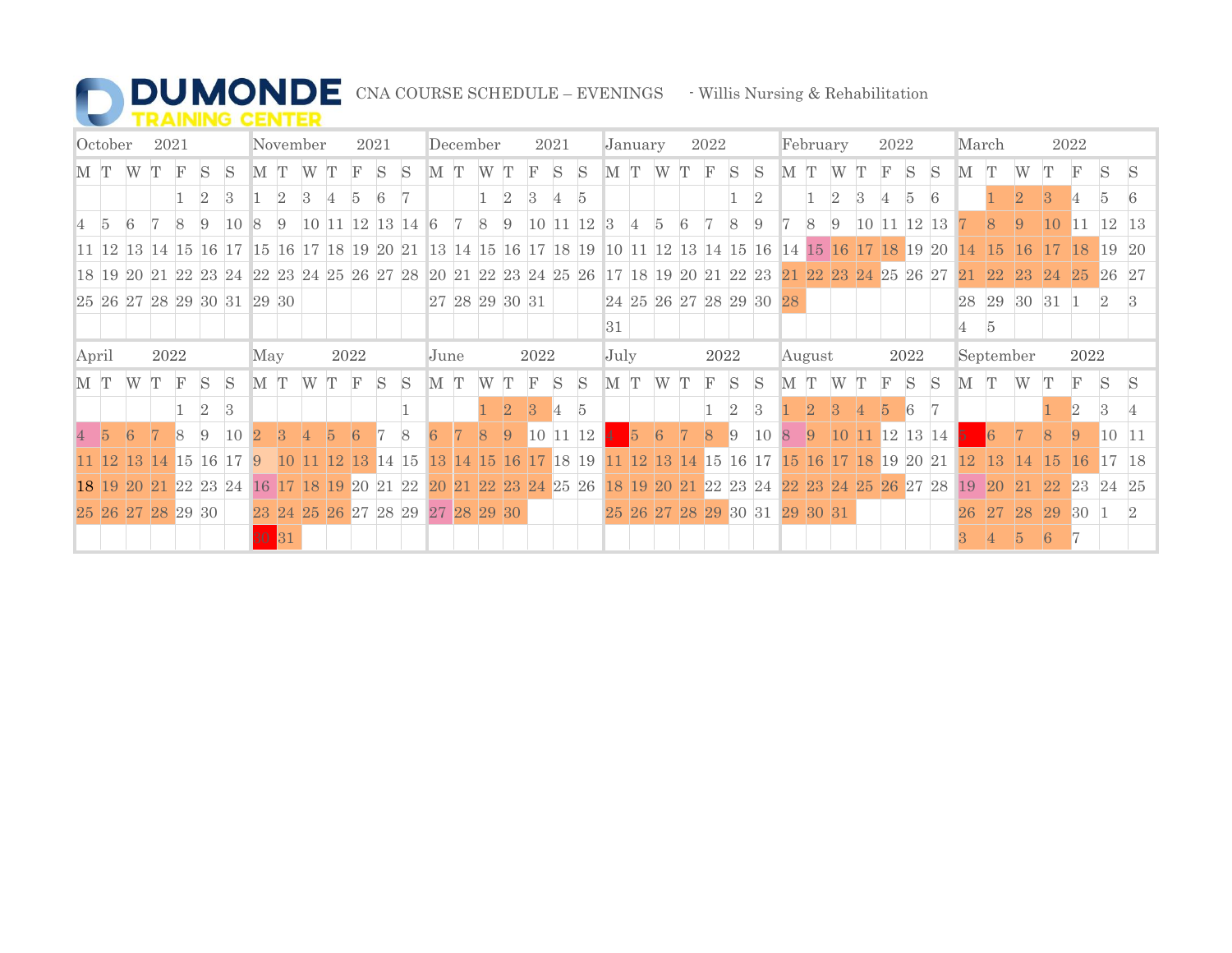# DUMONDE TRAINING CENTER

CNA COURSE SCHEDULE – EVENINGS - Willis Nursing & Rehabilitation

October 2021

| M | T | W | T | F | S | S |
|---|---|---|---|---|---|---|
| | | | | 1 | 2 | 3 |
| 4 | 5 | 6 | 7 | 8 | 9 | 10 |
| 11 | 12 | 13 | 14 | 15 | 16 | 17 |
| 18 | 19 | 20 | 21 | 22 | 23 | 24 |
| 25 | 26 | 27 | 28 | 29 | 30 | 31 |

November 2021

| M | T | W | T | F | S | S |
|---|---|---|---|---|---|---|
| 1 | 2 | 3 | 4 | 5 | 6 | 7 |
| 8 | 9 | 10 | 11 | 12 | 13 | 14 |
| 15 | 16 | 17 | 18 | 19 | 20 | 21 |
| 22 | 23 | 24 | 25 | 26 | 27 | 28 |
| 29 | 30 | | | | | |

December 2021

| M | T | W | T | F | S | S |
|---|---|---|---|---|---|---|
| | | 1 | 2 | 3 | 4 | 5 |
| 6 | 7 | 8 | 9 | 10 | 11 | 12 |
| 13 | 14 | 15 | 16 | 17 | 18 | 19 |
| 20 | 21 | 22 | 23 | 24 | 25 | 26 |
| 27 | 28 | 29 | 30 | 31 | | |

January 2022

| M | T | W | T | F | S | S |
|---|---|---|---|---|---|---|
| | | | | | 1 | 2 |
| 3 | 4 | 5 | 6 | 7 | 8 | 9 |
| 10 | 11 | 12 | 13 | 14 | 15 | 16 |
| 17 | 18 | 19 | 20 | 21 | 22 | 23 |
| 24 | 25 | 26 | 27 | 28 | 29 | 30 |
| 31 | | | | | | |

February 2022

| M | T | W | T | F | S | S |
|---|---|---|---|---|---|---|
| | 1 | 2 | 3 | 4 | 5 | 6 |
| 7 | 8 | 9 | 10 | 11 | 12 | 13 |
| 14 | 15 | 16 | 17 | 18 | 19 | 20 |
| 21 | 22 | 23 | 24 | 25 | 26 | 27 |
| 28 | | | | | | |

March 2022

| M | T | W | T | F | S | S |
|---|---|---|---|---|---|---|
| | 1 | 2 | 3 | 4 | 5 | 6 |
| 7 | 8 | 9 | 10 | 11 | 12 | 13 |
| 14 | 15 | 16 | 17 | 18 | 19 | 20 |
| 21 | 22 | 23 | 24 | 25 | 26 | 27 |
| 28 | 29 | 30 | 31 | 1 | 2 | 3 |
| 4 | 5 | | | | | |

April 2022

| M | T | W | T | F | S | S |
|---|---|---|---|---|---|---|
| | | | | 1 | 2 | 3 |
| 4 | 5 | 6 | 7 | 8 | 9 | 10 |
| 11 | 12 | 13 | 14 | 15 | 16 | 17 |
| 18 | 19 | 20 | 21 | 22 | 23 | 24 |
| 25 | 26 | 27 | 28 | 29 | 30 | |

May 2022

| M | T | W | T | F | S | S |
|---|---|---|---|---|---|---|
| | | | | | | 1 |
| 2 | 3 | 4 | 5 | 6 | 7 | 8 |
| 9 | 10 | 11 | 12 | 13 | 14 | 15 |
| 16 | 17 | 18 | 19 | 20 | 21 | 22 |
| 23 | 24 | 25 | 26 | 27 | 28 | 29 |
| 30 | 31 | | | | | |

June 2022

| M | T | W | T | F | S | S |
|---|---|---|---|---|---|---|
| | | 1 | 2 | 3 | 4 | 5 |
| 6 | 7 | 8 | 9 | 10 | 11 | 12 |
| 13 | 14 | 15 | 16 | 17 | 18 | 19 |
| 20 | 21 | 22 | 23 | 24 | 25 | 26 |
| 27 | 28 | 29 | 30 | | | |

July 2022

| M | T | W | T | F | S | S |
|---|---|---|---|---|---|---|
| | | | | 1 | 2 | 3 |
| 4 | 5 | 6 | 7 | 8 | 9 | 10 |
| 11 | 12 | 13 | 14 | 15 | 16 | 17 |
| 18 | 19 | 20 | 21 | 22 | 23 | 24 |
| 25 | 26 | 27 | 28 | 29 | 30 | 31 |

August 2022

| M | T | W | T | F | S | S |
|---|---|---|---|---|---|---|
| 1 | 2 | 3 | 4 | 5 | 6 | 7 |
| 8 | 9 | 10 | 11 | 12 | 13 | 14 |
| 15 | 16 | 17 | 18 | 19 | 20 | 21 |
| 22 | 23 | 24 | 25 | 26 | 27 | 28 |
| 29 | 30 | 31 | | | | |

September 2022

| M | T | W | T | F | S | S |
|---|---|---|---|---|---|---|
| | | | 1 | 2 | 3 | 4 |
| 5 | 6 | 7 | 8 | 9 | 10 | 11 |
| 12 | 13 | 14 | 15 | 16 | 17 | 18 |
| 19 | 20 | 21 | 22 | 23 | 24 | 25 |
| 26 | 27 | 28 | 29 | 30 | 1 | 2 |
| 3 | 4 | 5 | 6 | 7 | | |